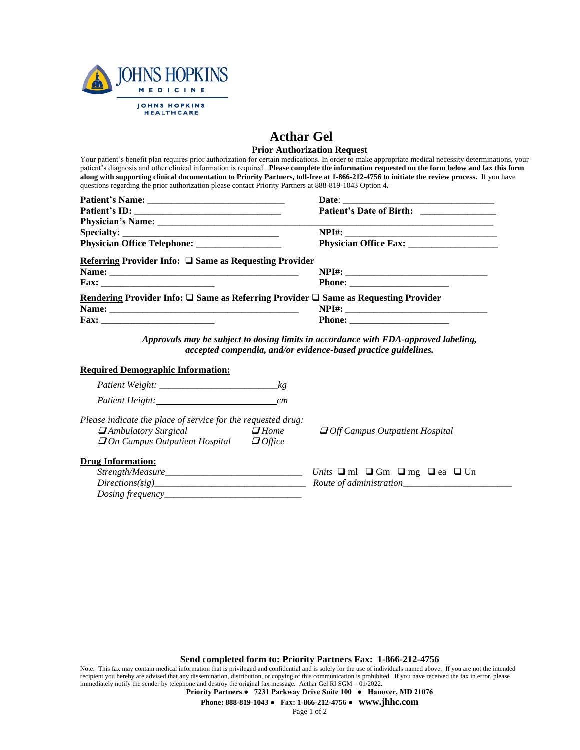JOHNS HOPKINS MEDICINE

JOHNS HOPKINS HEALTHCARE

# Acthar Gel

## Prior Authorization Request

Your patient's benefit plan requires prior authorization for certain medications. In order to make appropriate medical necessity determinations, your patient's diagnosis and other clinical information is required. **Please complete the information requested on the form below and fax this form along with supporting clinical documentation to Priority Partners, toll-free at 1-866-212-4756 to initiate the review process.** If you have questions regarding the prior authorization please contact Priority Partners at 888-819-1043 Option 4**.**

**Patient's Name:** ____________________________ **Date**: ________________________________

**Patient's ID:** ______________________________ **Patient's Date of Birth:** _______________

**Physician's Name:** ____________________________________________________________________

**Specialty:** ________________________________ **NPI#:** ________________________________

**Physician Office Telephone:** _________________ **Physician Office Fax:** __________________

**Referring Provider Info:** ❑ **Same as Requesting Provider**

**Name:** ________________________________________ **NPI#:** ______________________________

**Fax:** _______________________ **Phone:** ____________________

**Rendering Provider Info:** ❑ **Same as Referring Provider** ❑ **Same as Requesting Provider**

**Name:** ________________________________________ **NPI#:** ______________________________

**Fax:** _______________________ **Phone:** ____________________

***Approvals may be subject to dosing limits in accordance with FDA-approved labeling, accepted compendia, and/or evidence-based practice guidelines.***

**Required Demographic Information:**

*Patient Weight:* ________________________*kg*

*Patient Height:* ________________________*cm*

*Please indicate the place of service for the requested drug:*

❑ *Ambulatory Surgical* ❑ *Home* ❑ *Off Campus Outpatient Hospital*

❑ *On Campus Outpatient Hospital* ❑ *Office*

**Drug Information:**

*Strength/Measure*____________________________ *Units* ❑ ml ❑ Gm ❑ mg ❑ ea ❑ Un

*Directions(sig)*______________________________ *Route of administration*______________________

*Dosing frequency*____________________________

**Send completed form to: Priority Partners Fax: 1-866-212-4756**

Note: This fax may contain medical information that is privileged and confidential and is solely for the use of individuals named above. If you are not the intended recipient you hereby are advised that any dissemination, distribution, or copying of this communication is prohibited. If you have received the fax in error, please immediately notify the sender by telephone and destroy the original fax message. Acthar Gel RI SGM – 01/2022.

**Priority Partners ● 7231 Parkway Drive Suite 100 ● Hanover, MD 21076**

**Phone: 888-819-1043 ● Fax: 1-866-212-4756 ● www.jhhc.com**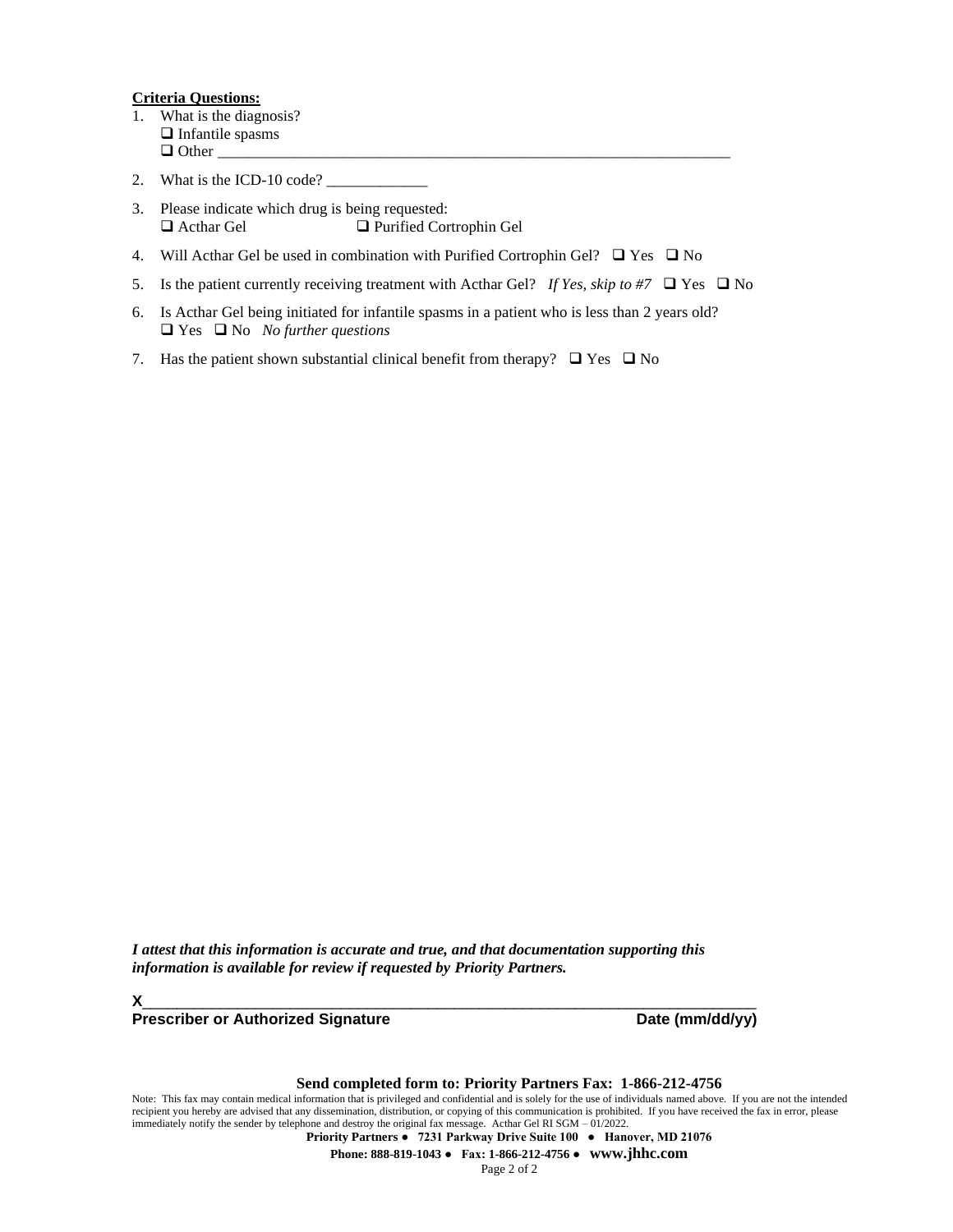**Criteria Questions:**

1. What is the diagnosis?
   ❑ Infantile spasms
   ❑ Other ____________________________________________________________________

2. What is the ICD-10 code? _____________

3. Please indicate which drug is being requested:
   ❑ Acthar Gel ❑ Purified Cortrophin Gel

4. Will Acthar Gel be used in combination with Purified Cortrophin Gel? ❑ Yes ❑ No

5. Is the patient currently receiving treatment with Acthar Gel? *If Yes, skip to #7* ❑ Yes ❑ No

6. Is Acthar Gel being initiated for infantile spasms in a patient who is less than 2 years old?
   ❑ Yes ❑ No *No further questions*

7. Has the patient shown substantial clinical benefit from therapy? ❑ Yes ❑ No

***I attest that this information is accurate and true, and that documentation supporting this information is available for review if requested by Priority Partners.***

**X**_____________________________________________________________________________

**Prescriber or Authorized Signature** **Date (mm/dd/yy)**

**Send completed form to: Priority Partners Fax: 1-866-212-4756**

Note: This fax may contain medical information that is privileged and confidential and is solely for the use of individuals named above. If you are not the intended recipient you hereby are advised that any dissemination, distribution, or copying of this communication is prohibited. If you have received the fax in error, please immediately notify the sender by telephone and destroy the original fax message. Acthar Gel RI SGM – 01/2022.

**Priority Partners ● 7231 Parkway Drive Suite 100 ● Hanover, MD 21076**

**Phone: 888-819-1043 ● Fax: 1-866-212-4756 ● www.jhhc.com**